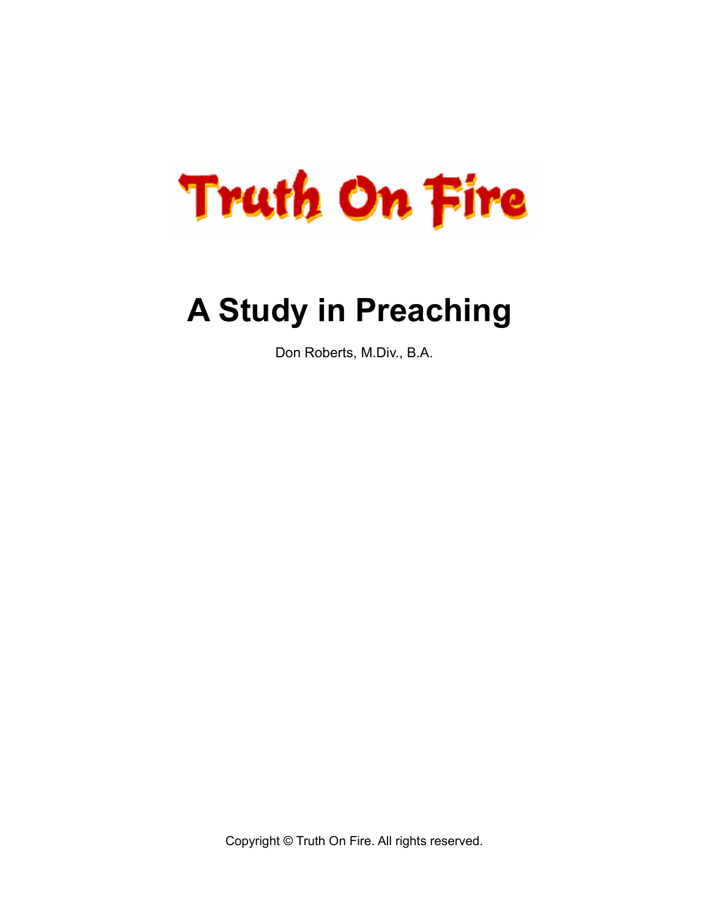Truth On Fire

# A Study in Preaching

Don Roberts, M.Div., B.A.

Copyright © Truth On Fire. All rights reserved.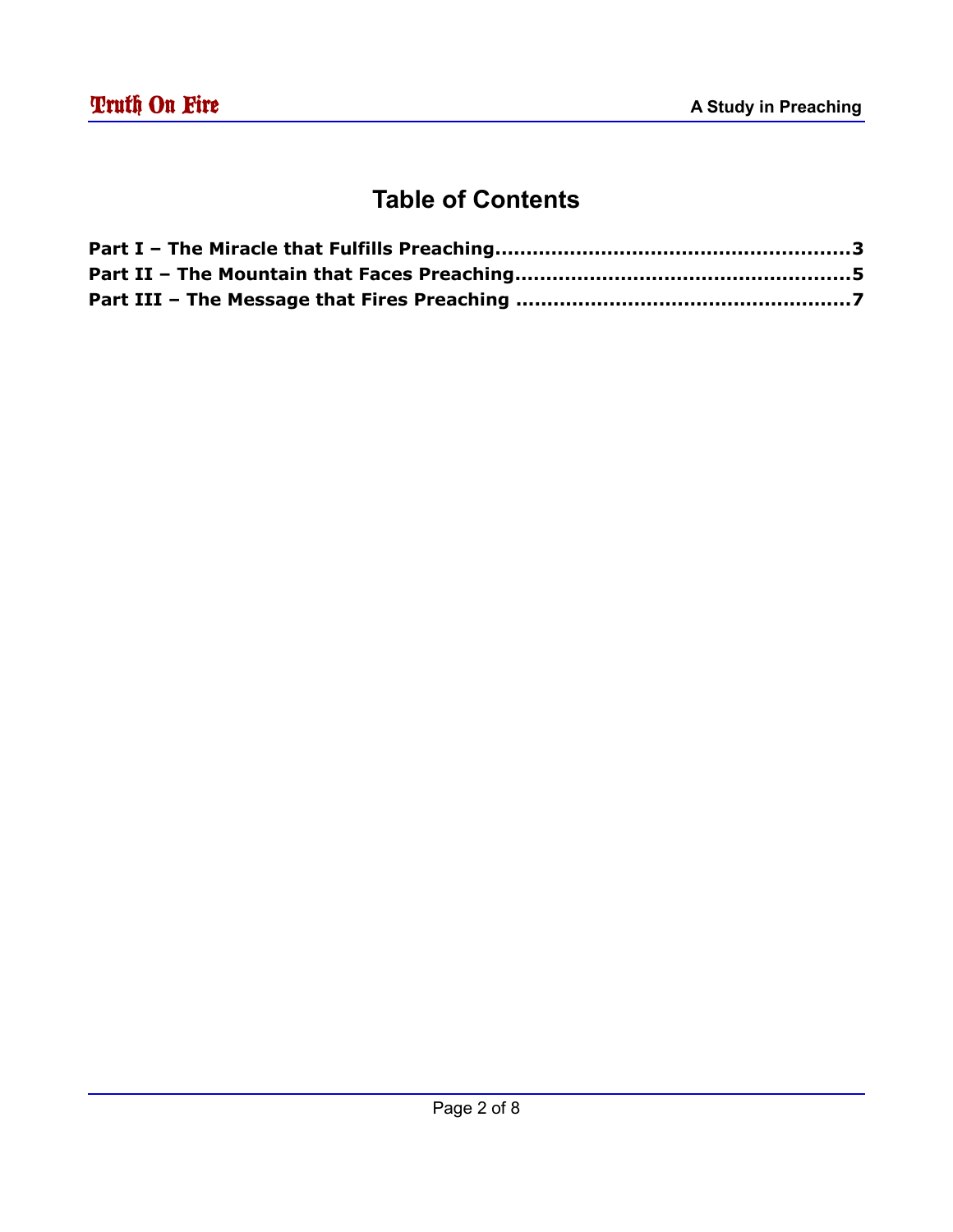# Table of Contents

**Part I – The Miracle that Fulfills Preaching........................................................3**
**Part II – The Mountain that Faces Preaching.....................................................5**
**Part III – The Message that Fires Preaching ....................................................7**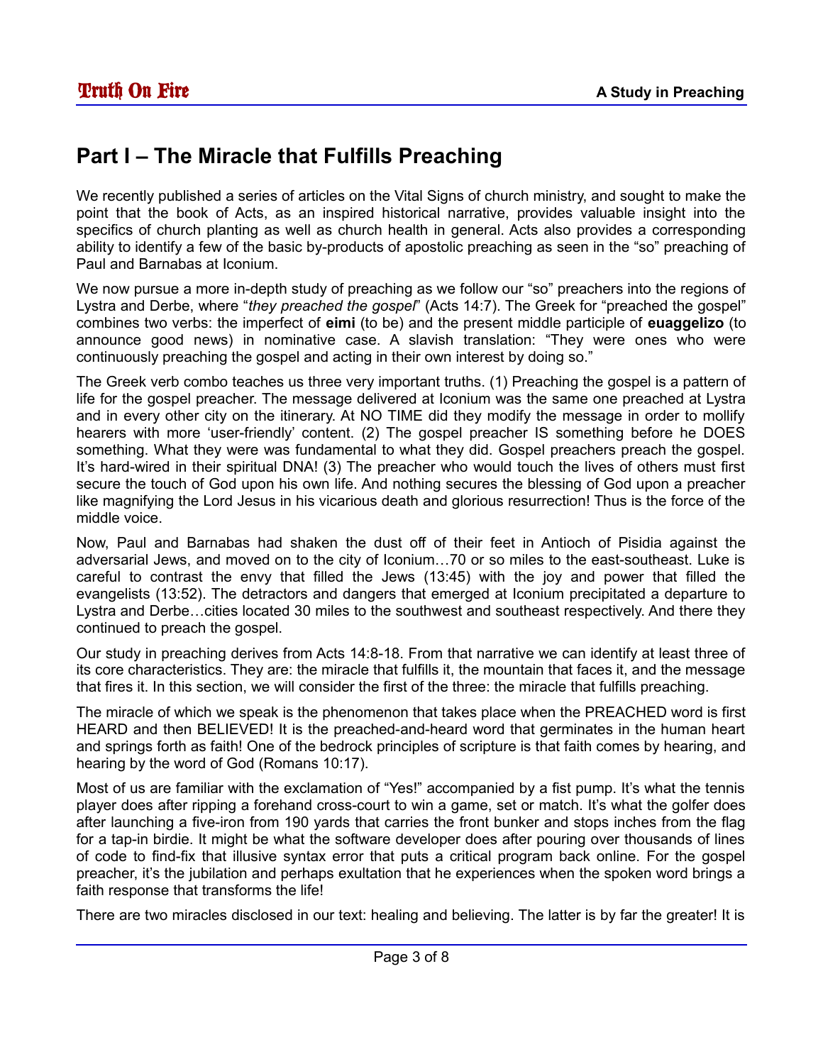## Part I – The Miracle that Fulfills Preaching

We recently published a series of articles on the Vital Signs of church ministry, and sought to make the point that the book of Acts, as an inspired historical narrative, provides valuable insight into the specifics of church planting as well as church health in general. Acts also provides a corresponding ability to identify a few of the basic by-products of apostolic preaching as seen in the "so" preaching of Paul and Barnabas at Iconium.

We now pursue a more in-depth study of preaching as we follow our "so" preachers into the regions of Lystra and Derbe, where "*they preached the gospel*" (Acts 14:7). The Greek for "preached the gospel" combines two verbs: the imperfect of **eimi** (to be) and the present middle participle of **euaggelizo** (to announce good news) in nominative case. A slavish translation: "They were ones who were continuously preaching the gospel and acting in their own interest by doing so."

The Greek verb combo teaches us three very important truths. (1) Preaching the gospel is a pattern of life for the gospel preacher. The message delivered at Iconium was the same one preached at Lystra and in every other city on the itinerary. At NO TIME did they modify the message in order to mollify hearers with more 'user-friendly' content. (2) The gospel preacher IS something before he DOES something. What they were was fundamental to what they did. Gospel preachers preach the gospel. It's hard-wired in their spiritual DNA! (3) The preacher who would touch the lives of others must first secure the touch of God upon his own life. And nothing secures the blessing of God upon a preacher like magnifying the Lord Jesus in his vicarious death and glorious resurrection! Thus is the force of the middle voice.

Now, Paul and Barnabas had shaken the dust off of their feet in Antioch of Pisidia against the adversarial Jews, and moved on to the city of Iconium…70 or so miles to the east-southeast. Luke is careful to contrast the envy that filled the Jews (13:45) with the joy and power that filled the evangelists (13:52). The detractors and dangers that emerged at Iconium precipitated a departure to Lystra and Derbe…cities located 30 miles to the southwest and southeast respectively. And there they continued to preach the gospel.

Our study in preaching derives from Acts 14:8-18. From that narrative we can identify at least three of its core characteristics. They are: the miracle that fulfills it, the mountain that faces it, and the message that fires it. In this section, we will consider the first of the three: the miracle that fulfills preaching.

The miracle of which we speak is the phenomenon that takes place when the PREACHED word is first HEARD and then BELIEVED! It is the preached-and-heard word that germinates in the human heart and springs forth as faith! One of the bedrock principles of scripture is that faith comes by hearing, and hearing by the word of God (Romans 10:17).

Most of us are familiar with the exclamation of "Yes!" accompanied by a fist pump. It's what the tennis player does after ripping a forehand cross-court to win a game, set or match. It's what the golfer does after launching a five-iron from 190 yards that carries the front bunker and stops inches from the flag for a tap-in birdie. It might be what the software developer does after pouring over thousands of lines of code to find-fix that illusive syntax error that puts a critical program back online. For the gospel preacher, it's the jubilation and perhaps exultation that he experiences when the spoken word brings a faith response that transforms the life!

There are two miracles disclosed in our text: healing and believing. The latter is by far the greater! It is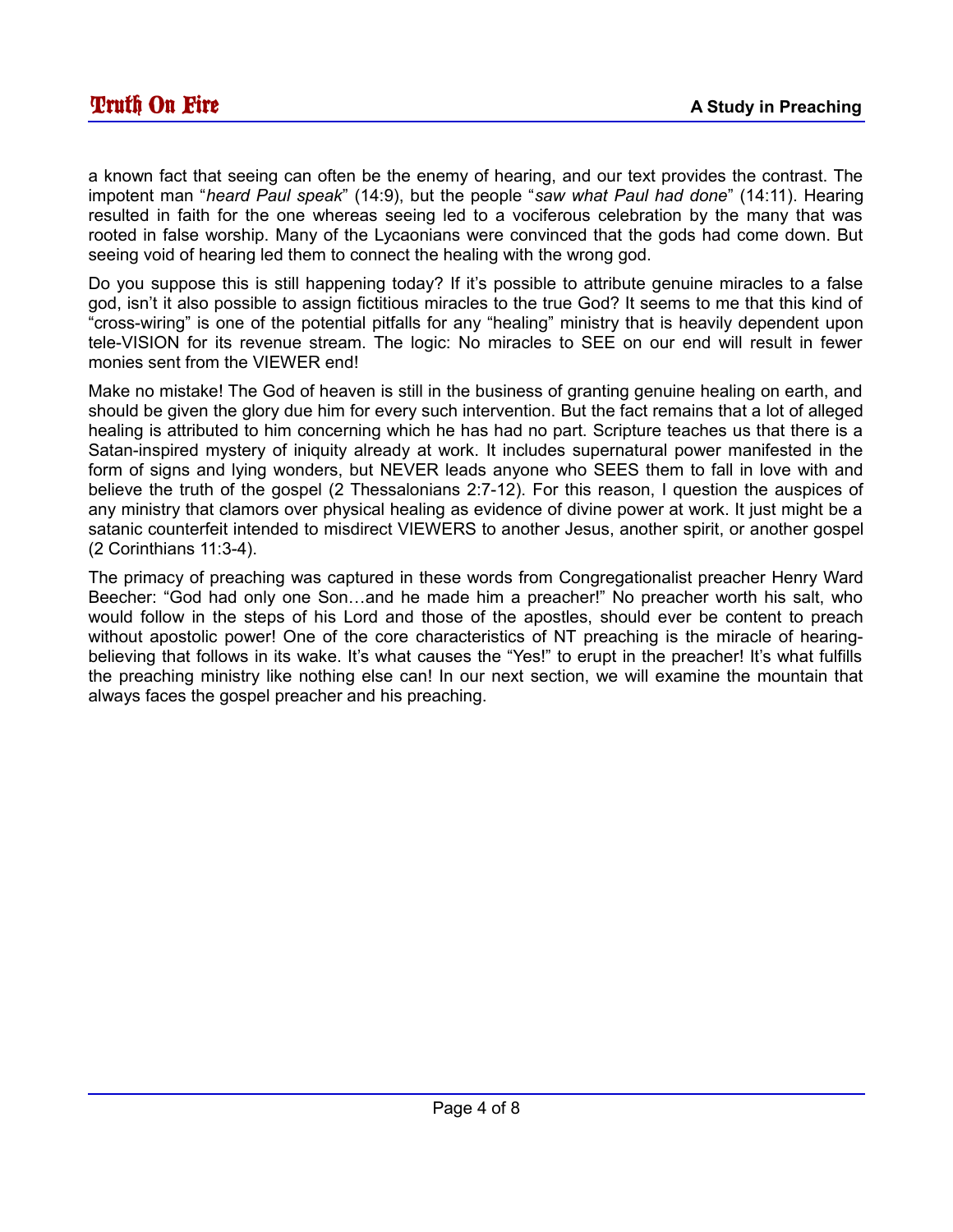a known fact that seeing can often be the enemy of hearing, and our text provides the contrast. The impotent man "*heard Paul speak*" (14:9), but the people "*saw what Paul had done*" (14:11). Hearing resulted in faith for the one whereas seeing led to a vociferous celebration by the many that was rooted in false worship. Many of the Lycaonians were convinced that the gods had come down. But seeing void of hearing led them to connect the healing with the wrong god.

Do you suppose this is still happening today? If it's possible to attribute genuine miracles to a false god, isn't it also possible to assign fictitious miracles to the true God? It seems to me that this kind of "cross-wiring" is one of the potential pitfalls for any "healing" ministry that is heavily dependent upon tele-VISION for its revenue stream. The logic: No miracles to SEE on our end will result in fewer monies sent from the VIEWER end!

Make no mistake! The God of heaven is still in the business of granting genuine healing on earth, and should be given the glory due him for every such intervention. But the fact remains that a lot of alleged healing is attributed to him concerning which he has had no part. Scripture teaches us that there is a Satan-inspired mystery of iniquity already at work. It includes supernatural power manifested in the form of signs and lying wonders, but NEVER leads anyone who SEES them to fall in love with and believe the truth of the gospel (2 Thessalonians 2:7-12). For this reason, I question the auspices of any ministry that clamors over physical healing as evidence of divine power at work. It just might be a satanic counterfeit intended to misdirect VIEWERS to another Jesus, another spirit, or another gospel (2 Corinthians 11:3-4).

The primacy of preaching was captured in these words from Congregationalist preacher Henry Ward Beecher: "God had only one Son…and he made him a preacher!" No preacher worth his salt, who would follow in the steps of his Lord and those of the apostles, should ever be content to preach without apostolic power! One of the core characteristics of NT preaching is the miracle of hearing-believing that follows in its wake. It's what causes the "Yes!" to erupt in the preacher! It's what fulfills the preaching ministry like nothing else can! In our next section, we will examine the mountain that always faces the gospel preacher and his preaching.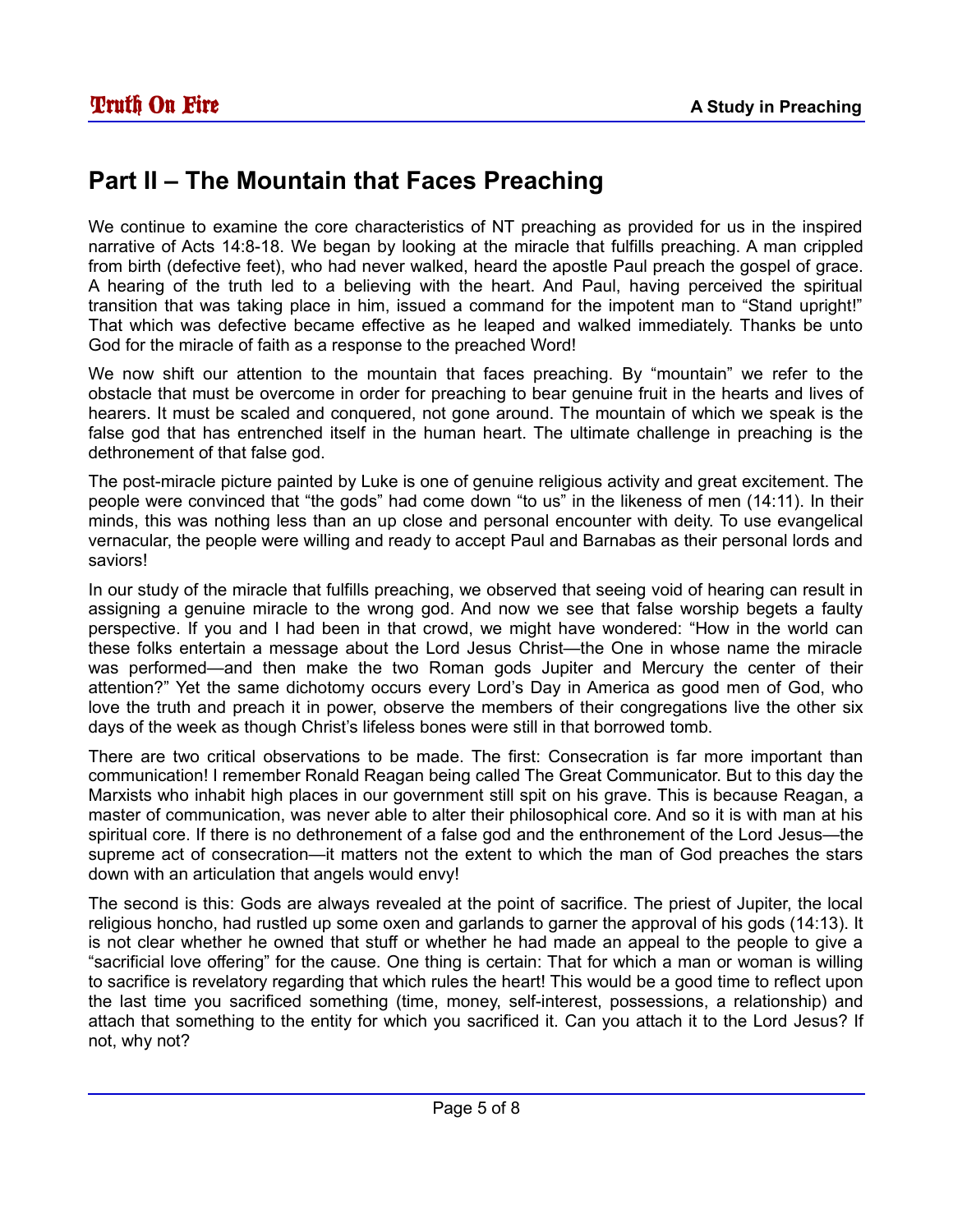## Part II – The Mountain that Faces Preaching

We continue to examine the core characteristics of NT preaching as provided for us in the inspired narrative of Acts 14:8-18. We began by looking at the miracle that fulfills preaching. A man crippled from birth (defective feet), who had never walked, heard the apostle Paul preach the gospel of grace. A hearing of the truth led to a believing with the heart. And Paul, having perceived the spiritual transition that was taking place in him, issued a command for the impotent man to "Stand upright!" That which was defective became effective as he leaped and walked immediately. Thanks be unto God for the miracle of faith as a response to the preached Word!

We now shift our attention to the mountain that faces preaching. By "mountain" we refer to the obstacle that must be overcome in order for preaching to bear genuine fruit in the hearts and lives of hearers. It must be scaled and conquered, not gone around. The mountain of which we speak is the false god that has entrenched itself in the human heart. The ultimate challenge in preaching is the dethronement of that false god.

The post-miracle picture painted by Luke is one of genuine religious activity and great excitement. The people were convinced that "the gods" had come down "to us" in the likeness of men (14:11). In their minds, this was nothing less than an up close and personal encounter with deity. To use evangelical vernacular, the people were willing and ready to accept Paul and Barnabas as their personal lords and saviors!

In our study of the miracle that fulfills preaching, we observed that seeing void of hearing can result in assigning a genuine miracle to the wrong god. And now we see that false worship begets a faulty perspective. If you and I had been in that crowd, we might have wondered: "How in the world can these folks entertain a message about the Lord Jesus Christ—the One in whose name the miracle was performed—and then make the two Roman gods Jupiter and Mercury the center of their attention?" Yet the same dichotomy occurs every Lord's Day in America as good men of God, who love the truth and preach it in power, observe the members of their congregations live the other six days of the week as though Christ's lifeless bones were still in that borrowed tomb.

There are two critical observations to be made. The first: Consecration is far more important than communication! I remember Ronald Reagan being called The Great Communicator. But to this day the Marxists who inhabit high places in our government still spit on his grave. This is because Reagan, a master of communication, was never able to alter their philosophical core. And so it is with man at his spiritual core. If there is no dethronement of a false god and the enthronement of the Lord Jesus—the supreme act of consecration—it matters not the extent to which the man of God preaches the stars down with an articulation that angels would envy!

The second is this: Gods are always revealed at the point of sacrifice. The priest of Jupiter, the local religious honcho, had rustled up some oxen and garlands to garner the approval of his gods (14:13). It is not clear whether he owned that stuff or whether he had made an appeal to the people to give a "sacrificial love offering" for the cause. One thing is certain: That for which a man or woman is willing to sacrifice is revelatory regarding that which rules the heart! This would be a good time to reflect upon the last time you sacrificed something (time, money, self-interest, possessions, a relationship) and attach that something to the entity for which you sacrificed it. Can you attach it to the Lord Jesus? If not, why not?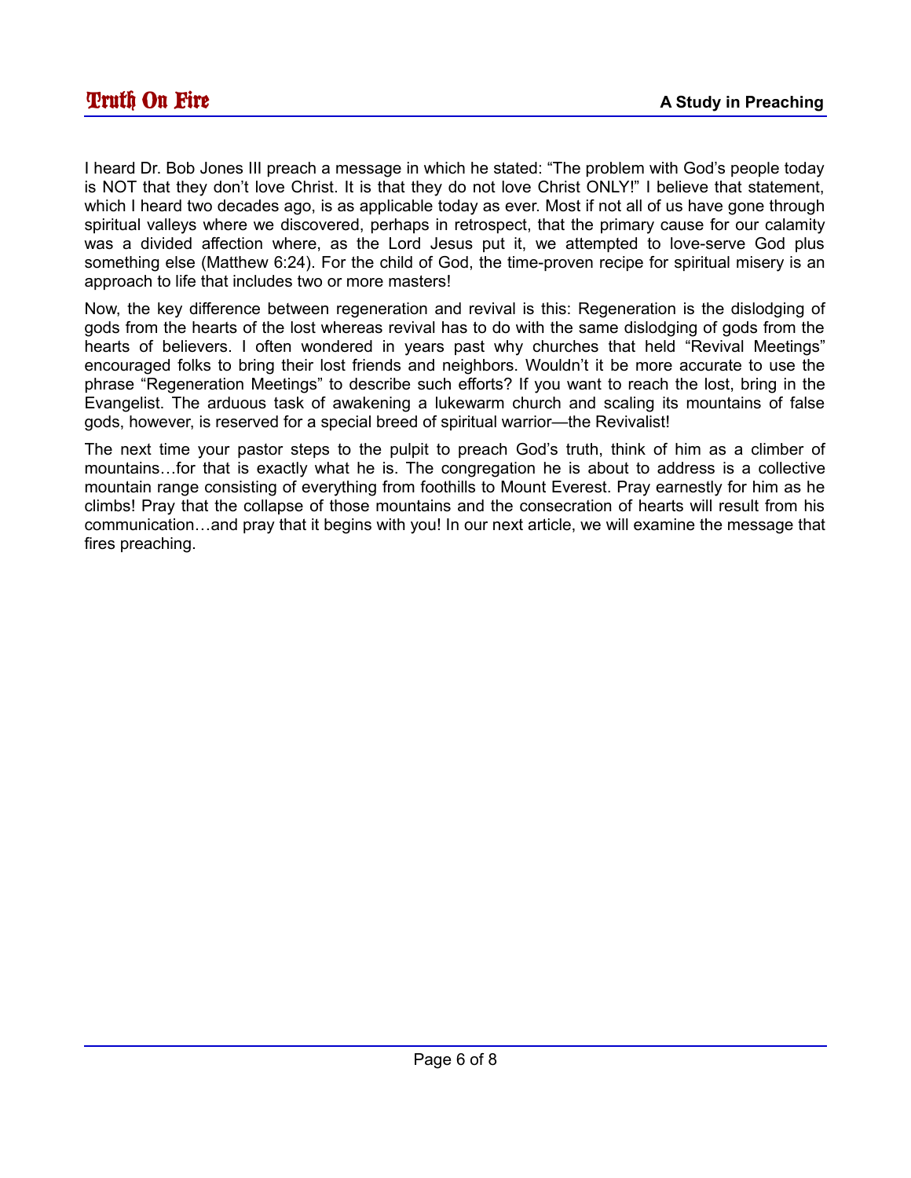I heard Dr. Bob Jones III preach a message in which he stated: “The problem with God’s people today is NOT that they don’t love Christ. It is that they do not love Christ ONLY!” I believe that statement, which I heard two decades ago, is as applicable today as ever. Most if not all of us have gone through spiritual valleys where we discovered, perhaps in retrospect, that the primary cause for our calamity was a divided affection where, as the Lord Jesus put it, we attempted to love-serve God plus something else (Matthew 6:24). For the child of God, the time-proven recipe for spiritual misery is an approach to life that includes two or more masters!

Now, the key difference between regeneration and revival is this: Regeneration is the dislodging of gods from the hearts of the lost whereas revival has to do with the same dislodging of gods from the hearts of believers. I often wondered in years past why churches that held “Revival Meetings” encouraged folks to bring their lost friends and neighbors. Wouldn’t it be more accurate to use the phrase “Regeneration Meetings” to describe such efforts? If you want to reach the lost, bring in the Evangelist. The arduous task of awakening a lukewarm church and scaling its mountains of false gods, however, is reserved for a special breed of spiritual warrior—the Revivalist!

The next time your pastor steps to the pulpit to preach God’s truth, think of him as a climber of mountains…for that is exactly what he is. The congregation he is about to address is a collective mountain range consisting of everything from foothills to Mount Everest. Pray earnestly for him as he climbs! Pray that the collapse of those mountains and the consecration of hearts will result from his communication…and pray that it begins with you! In our next article, we will examine the message that fires preaching.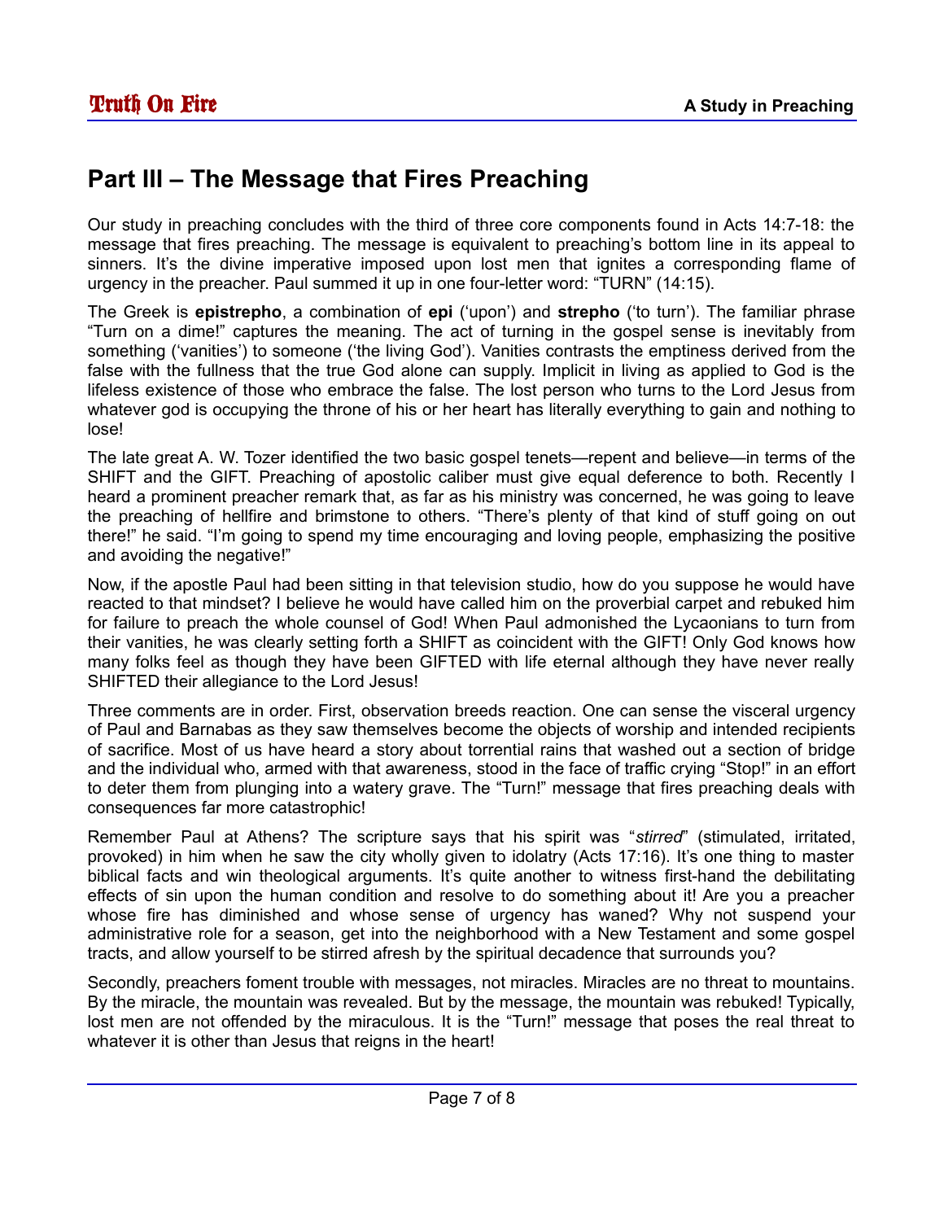## Part III – The Message that Fires Preaching

Our study in preaching concludes with the third of three core components found in Acts 14:7-18: the message that fires preaching. The message is equivalent to preaching's bottom line in its appeal to sinners. It's the divine imperative imposed upon lost men that ignites a corresponding flame of urgency in the preacher. Paul summed it up in one four-letter word: "TURN" (14:15).

The Greek is **epistrepho**, a combination of **epi** ('upon') and **strepho** ('to turn'). The familiar phrase "Turn on a dime!" captures the meaning. The act of turning in the gospel sense is inevitably from something ('vanities') to someone ('the living God'). Vanities contrasts the emptiness derived from the false with the fullness that the true God alone can supply. Implicit in living as applied to God is the lifeless existence of those who embrace the false. The lost person who turns to the Lord Jesus from whatever god is occupying the throne of his or her heart has literally everything to gain and nothing to lose!

The late great A. W. Tozer identified the two basic gospel tenets—repent and believe—in terms of the SHIFT and the GIFT. Preaching of apostolic caliber must give equal deference to both. Recently I heard a prominent preacher remark that, as far as his ministry was concerned, he was going to leave the preaching of hellfire and brimstone to others. "There's plenty of that kind of stuff going on out there!" he said. "I'm going to spend my time encouraging and loving people, emphasizing the positive and avoiding the negative!"

Now, if the apostle Paul had been sitting in that television studio, how do you suppose he would have reacted to that mindset? I believe he would have called him on the proverbial carpet and rebuked him for failure to preach the whole counsel of God! When Paul admonished the Lycaonians to turn from their vanities, he was clearly setting forth a SHIFT as coincident with the GIFT! Only God knows how many folks feel as though they have been GIFTED with life eternal although they have never really SHIFTED their allegiance to the Lord Jesus!

Three comments are in order. First, observation breeds reaction. One can sense the visceral urgency of Paul and Barnabas as they saw themselves become the objects of worship and intended recipients of sacrifice. Most of us have heard a story about torrential rains that washed out a section of bridge and the individual who, armed with that awareness, stood in the face of traffic crying "Stop!" in an effort to deter them from plunging into a watery grave. The "Turn!" message that fires preaching deals with consequences far more catastrophic!

Remember Paul at Athens? The scripture says that his spirit was "*stirred*" (stimulated, irritated, provoked) in him when he saw the city wholly given to idolatry (Acts 17:16). It's one thing to master biblical facts and win theological arguments. It's quite another to witness first-hand the debilitating effects of sin upon the human condition and resolve to do something about it! Are you a preacher whose fire has diminished and whose sense of urgency has waned? Why not suspend your administrative role for a season, get into the neighborhood with a New Testament and some gospel tracts, and allow yourself to be stirred afresh by the spiritual decadence that surrounds you?

Secondly, preachers foment trouble with messages, not miracles. Miracles are no threat to mountains. By the miracle, the mountain was revealed. But by the message, the mountain was rebuked! Typically, lost men are not offended by the miraculous. It is the "Turn!" message that poses the real threat to whatever it is other than Jesus that reigns in the heart!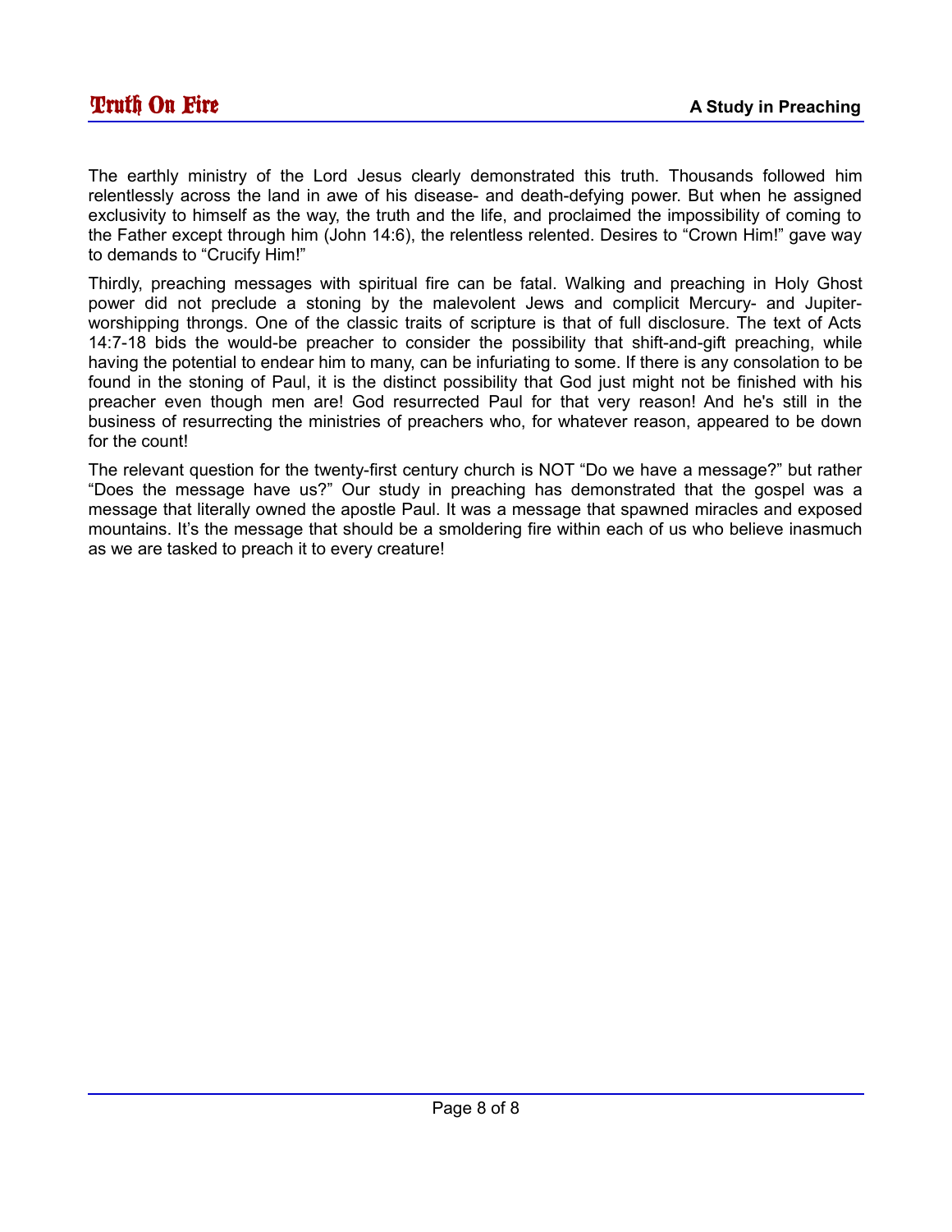The earthly ministry of the Lord Jesus clearly demonstrated this truth. Thousands followed him relentlessly across the land in awe of his disease- and death-defying power. But when he assigned exclusivity to himself as the way, the truth and the life, and proclaimed the impossibility of coming to the Father except through him (John 14:6), the relentless relented. Desires to "Crown Him!" gave way to demands to "Crucify Him!"

Thirdly, preaching messages with spiritual fire can be fatal. Walking and preaching in Holy Ghost power did not preclude a stoning by the malevolent Jews and complicit Mercury- and Jupiter-worshipping throngs. One of the classic traits of scripture is that of full disclosure. The text of Acts 14:7-18 bids the would-be preacher to consider the possibility that shift-and-gift preaching, while having the potential to endear him to many, can be infuriating to some. If there is any consolation to be found in the stoning of Paul, it is the distinct possibility that God just might not be finished with his preacher even though men are! God resurrected Paul for that very reason! And he's still in the business of resurrecting the ministries of preachers who, for whatever reason, appeared to be down for the count!

The relevant question for the twenty-first century church is NOT "Do we have a message?" but rather "Does the message have us?" Our study in preaching has demonstrated that the gospel was a message that literally owned the apostle Paul. It was a message that spawned miracles and exposed mountains. It's the message that should be a smoldering fire within each of us who believe inasmuch as we are tasked to preach it to every creature!